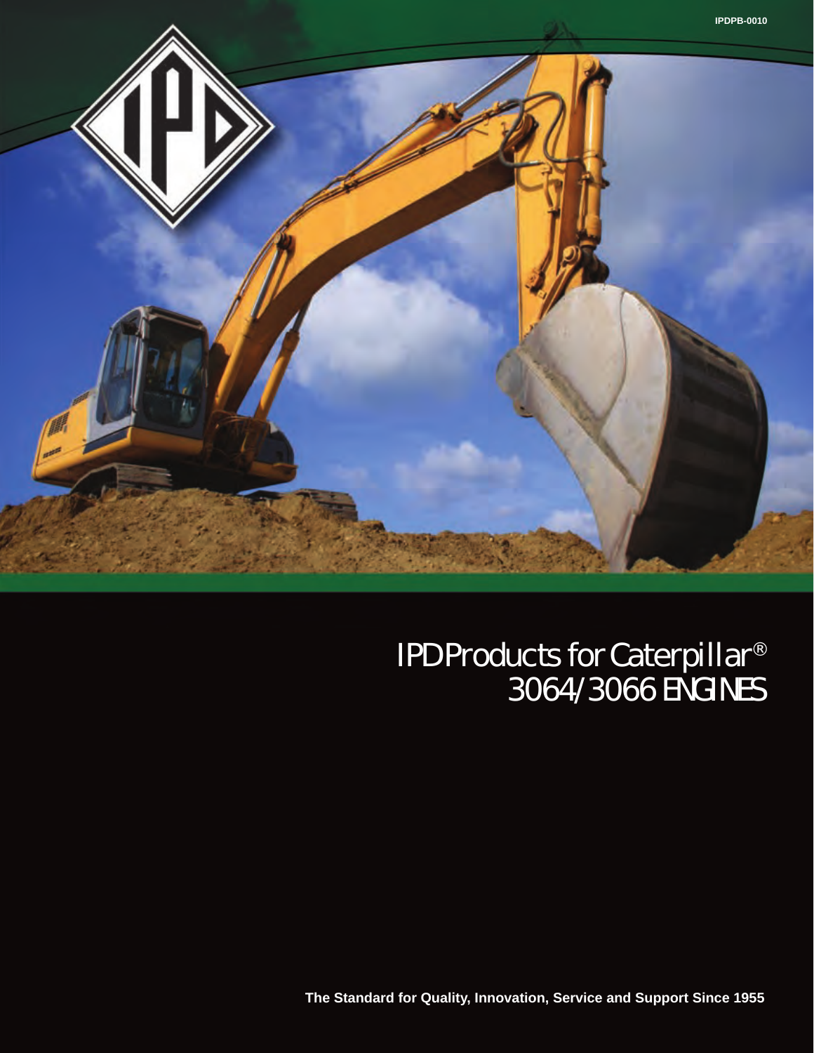IPDPB-0010

# IPD Products for Caterpillar® 3064/3066 ENGINES

**The Standard for Quality, Innovation, Service and Support Since 1955**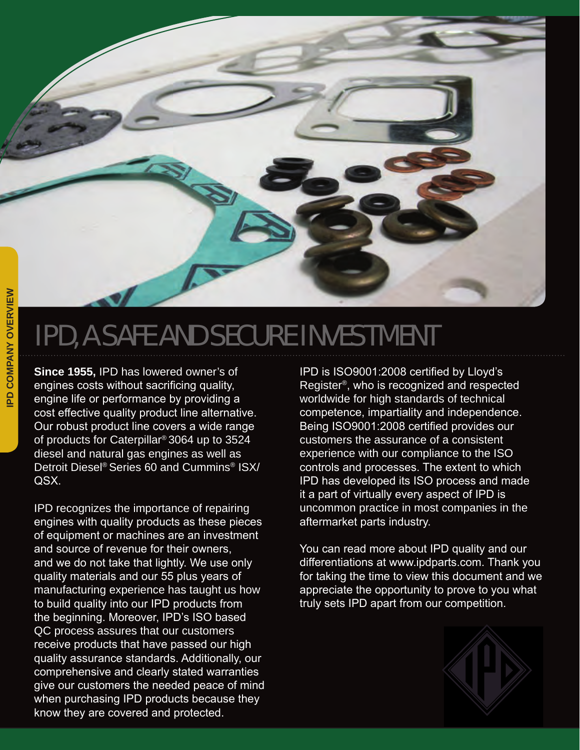# IPD, A SAFE AND SECURE INVESTMENT

**Since 1955,** IPD has lowered owner's of engines costs without sacrificing quality, engine life or performance by providing a cost effective quality product line alternative. Our robust product line covers a wide range of products for Caterpillar® 3064 up to 3524 diesel and natural gas engines as well as Detroit Diesel® Series 60 and Cummins® ISX/ QSX.

IPD recognizes the importance of repairing engines with quality products as these pieces of equipment or machines are an investment and source of revenue for their owners, and we do not take that lightly. We use only quality materials and our 55 plus years of manufacturing experience has taught us how to build quality into our IPD products from the beginning. Moreover, IPD's ISO based QC process assures that our customers receive products that have passed our high quality assurance standards. Additionally, our comprehensive and clearly stated warranties give our customers the needed peace of mind when purchasing IPD products because they know they are covered and protected.

IPD is ISO9001:2008 certified by Lloyd's Register®, who is recognized and respected worldwide for high standards of technical competence, impartiality and independence. Being ISO9001:2008 certified provides our customers the assurance of a consistent experience with our compliance to the ISO controls and processes. The extent to which IPD has developed its ISO process and made it a part of virtually every aspect of IPD is uncommon practice in most companies in the aftermarket parts industry.

You can read more about IPD quality and our differentiations at www.ipdparts.com. Thank you for taking the time to view this document and we appreciate the opportunity to prove to you what truly sets IPD apart from our competition.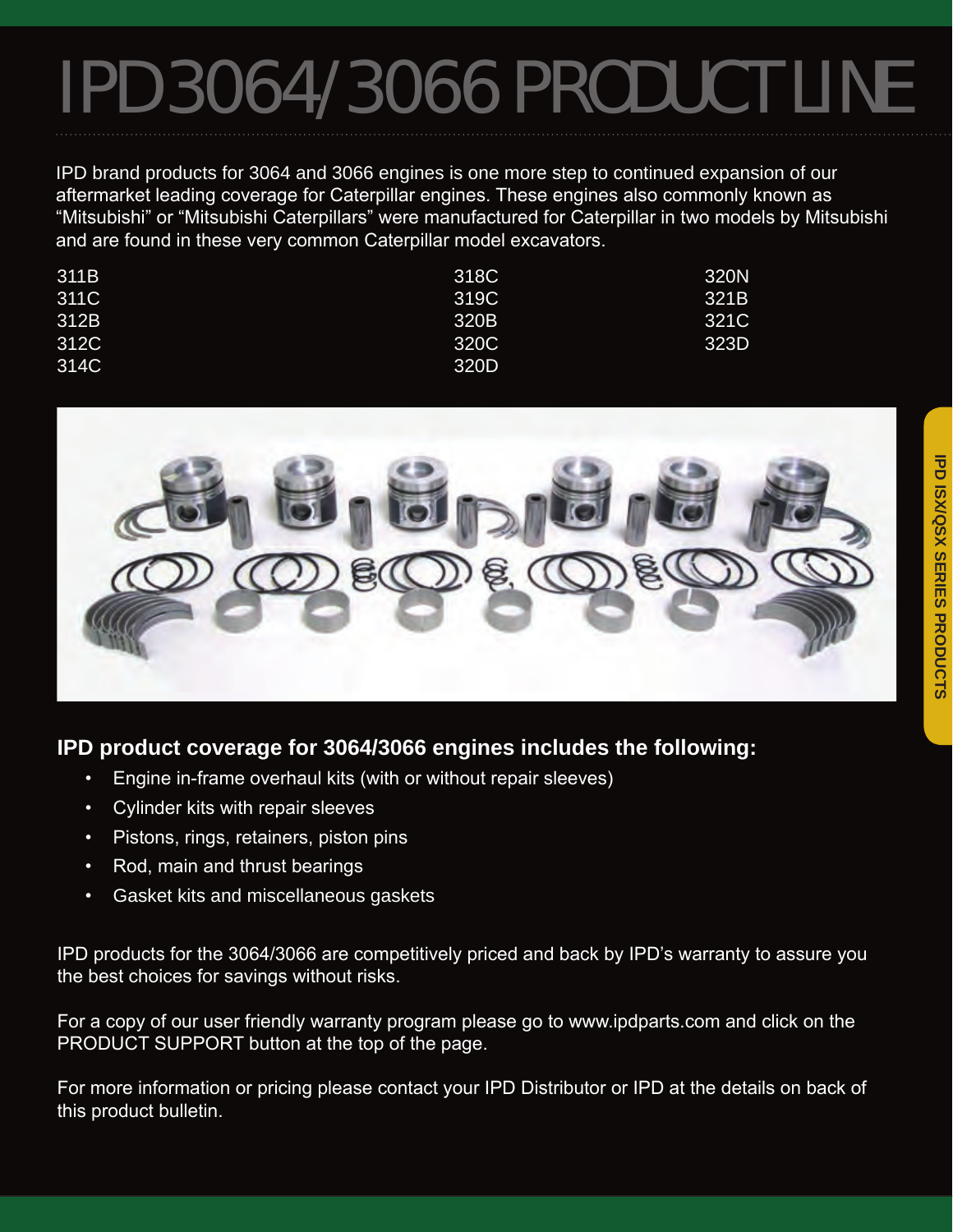# IPD 3064/3066 PRODUCT LINE

IPD brand products for 3064 and 3066 engines is one more step to continued expansion of our aftermarket leading coverage for Caterpillar engines. These engines also commonly known as "Mitsubishi" or "Mitsubishi Caterpillars" were manufactured for Caterpillar in two models by Mitsubishi and are found in these very common Caterpillar model excavators.

| | | |
|---|---|---|
| 311B | 318C | 320N |
| 311C | 319C | 321B |
| 312B | 320B | 321C |
| 312C | 320C | 323D |
| 314C | 320D | |

### IPD product coverage for 3064/3066 engines includes the following:

- Engine in-frame overhaul kits (with or without repair sleeves)
- Cylinder kits with repair sleeves
- Pistons, rings, retainers, piston pins
- Rod, main and thrust bearings
- Gasket kits and miscellaneous gaskets

IPD products for the 3064/3066 are competitively priced and back by IPD's warranty to assure you the best choices for savings without risks.

For a copy of our user friendly warranty program please go to www.ipdparts.com and click on the PRODUCT SUPPORT button at the top of the page.

For more information or pricing please contact your IPD Distributor or IPD at the details on back of this product bulletin.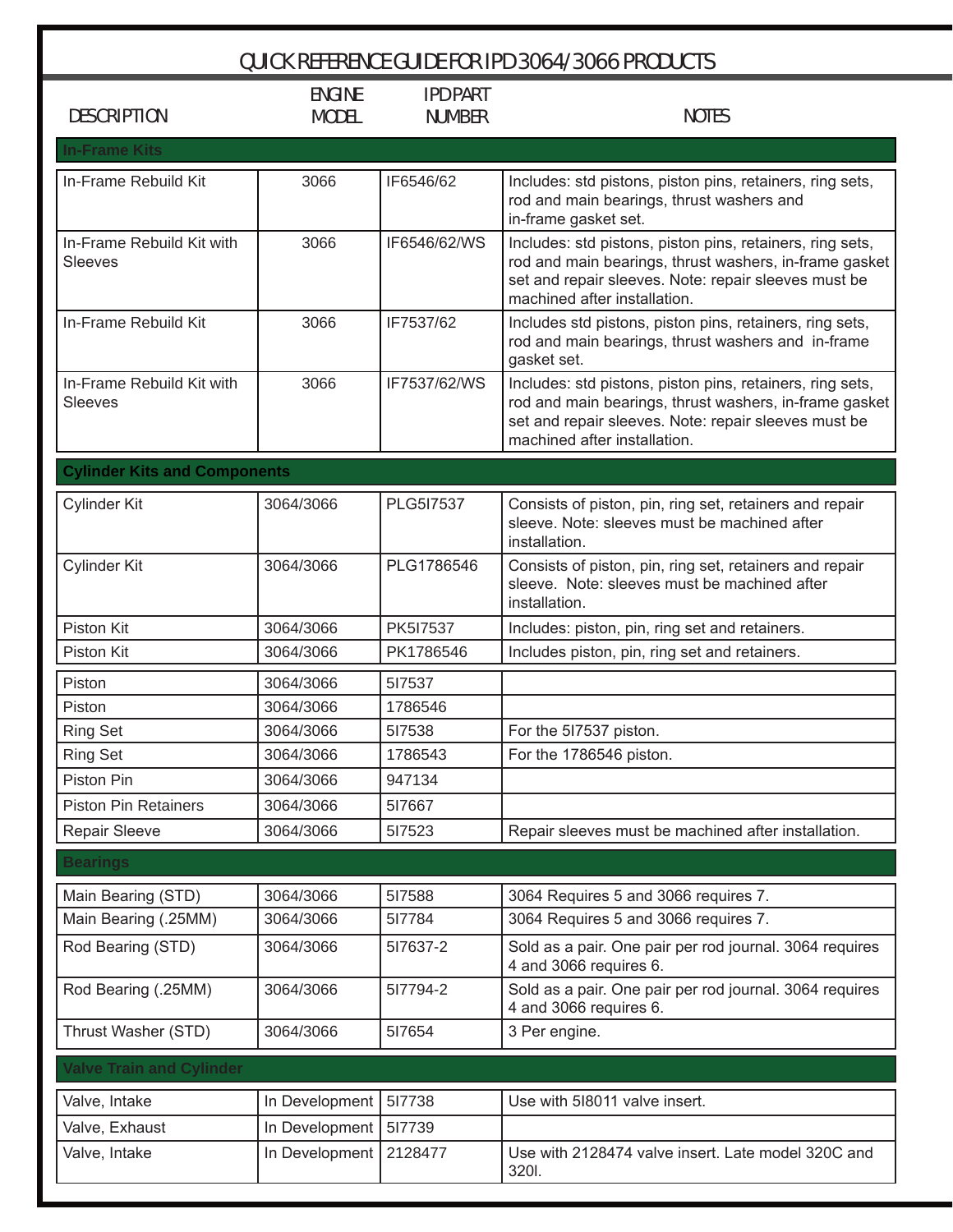# QUICK REFERENCE GUIDE FOR IPD 3064/3066 PRODUCTS

| DESCRIPTION | ENGINE MODEL | IPD PART NUMBER | NOTES |
|---|---|---|---|
| **In-Frame Kits** | | | |
| In-Frame Rebuild Kit | 3066 | IF6546/62 | Includes: std pistons, piston pins, retainers, ring sets, rod and main bearings, thrust washers and in-frame gasket set. |
| In-Frame Rebuild Kit with Sleeves | 3066 | IF6546/62/WS | Includes: std pistons, piston pins, retainers, ring sets, rod and main bearings, thrust washers, in-frame gasket set and repair sleeves. Note: repair sleeves must be machined after installation. |
| In-Frame Rebuild Kit | 3066 | IF7537/62 | Includes std pistons, piston pins, retainers, ring sets, rod and main bearings, thrust washers and in-frame gasket set. |
| In-Frame Rebuild Kit with Sleeves | 3066 | IF7537/62/WS | Includes: std pistons, piston pins, retainers, ring sets, rod and main bearings, thrust washers, in-frame gasket set and repair sleeves. Note: repair sleeves must be machined after installation. |
| **Cylinder Kits and Components** | | | |
| Cylinder Kit | 3064/3066 | PLG5I7537 | Consists of piston, pin, ring set, retainers and repair sleeve. Note: sleeves must be machined after installation. |
| Cylinder Kit | 3064/3066 | PLG1786546 | Consists of piston, pin, ring set, retainers and repair sleeve. Note: sleeves must be machined after installation. |
| Piston Kit | 3064/3066 | PK5I7537 | Includes: piston, pin, ring set and retainers. |
| Piston Kit | 3064/3066 | PK1786546 | Includes piston, pin, ring set and retainers. |
| Piston | 3064/3066 | 5I7537 | |
| Piston | 3064/3066 | 1786546 | |
| Ring Set | 3064/3066 | 5I7538 | For the 5I7537 piston. |
| Ring Set | 3064/3066 | 1786543 | For the 1786546 piston. |
| Piston Pin | 3064/3066 | 947134 | |
| Piston Pin Retainers | 3064/3066 | 5I7667 | |
| Repair Sleeve | 3064/3066 | 5I7523 | Repair sleeves must be machined after installation. |
| **Bearings** | | | |
| Main Bearing (STD) | 3064/3066 | 5I7588 | 3064 Requires 5 and 3066 requires 7. |
| Main Bearing (.25MM) | 3064/3066 | 5I7784 | 3064 Requires 5 and 3066 requires 7. |
| Rod Bearing (STD) | 3064/3066 | 5I7637-2 | Sold as a pair. One pair per rod journal. 3064 requires 4 and 3066 requires 6. |
| Rod Bearing (.25MM) | 3064/3066 | 5I7794-2 | Sold as a pair. One pair per rod journal. 3064 requires 4 and 3066 requires 6. |
| Thrust Washer (STD) | 3064/3066 | 5I7654 | 3 Per engine. |
| **Valve Train and Cylinder** | | | |
| Valve, Intake | In Development | 5I7738 | Use with 5I8011 valve insert. |
| Valve, Exhaust | In Development | 5I7739 | |
| Valve, Intake | In Development | 2128477 | Use with 2128474 valve insert. Late model 320C and 320I. |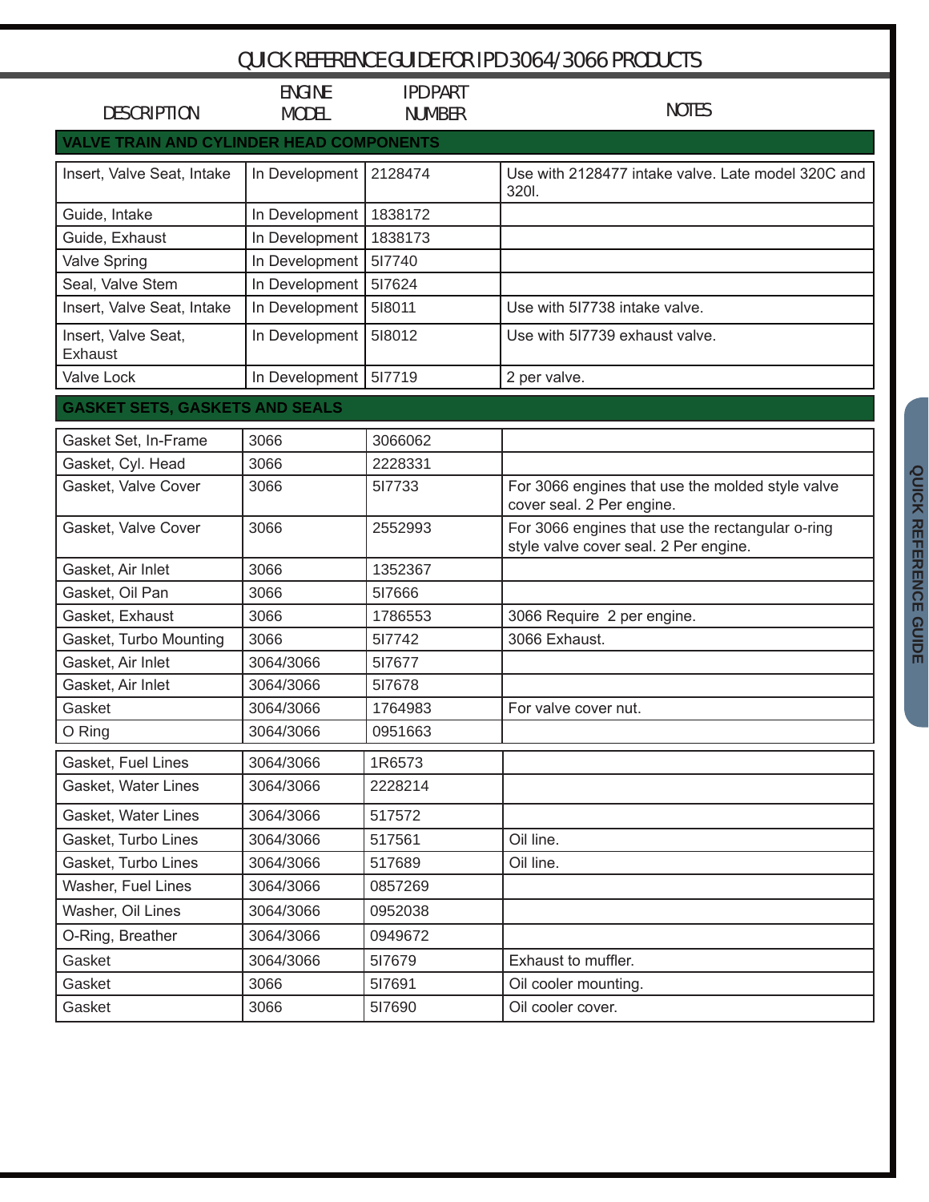# QUICK REFERENCE GUIDE FOR IPD 3064/3066 PRODUCTS

| DESCRIPTION | ENGINE MODEL | IPD PART NUMBER | NOTES |
|---|---|---|---|
| **VALVE TRAIN AND CYLINDER HEAD COMPONENTS** | | | |
| Insert, Valve Seat, Intake | In Development | 2128474 | Use with 2128477 intake valve. Late model 320C and 320l. |
| Guide, Intake | In Development | 1838172 | |
| Guide, Exhaust | In Development | 1838173 | |
| Valve Spring | In Development | 5I7740 | |
| Seal, Valve Stem | In Development | 5I7624 | |
| Insert, Valve Seat, Intake | In Development | 5I8011 | Use with 5I7738 intake valve. |
| Insert, Valve Seat, Exhaust | In Development | 5I8012 | Use with 5I7739 exhaust valve. |
| Valve Lock | In Development | 5I7719 | 2 per valve. |
| **GASKET SETS, GASKETS AND SEALS** | | | |
| Gasket Set, In-Frame | 3066 | 3066062 | |
| Gasket, Cyl. Head | 3066 | 2228331 | |
| Gasket, Valve Cover | 3066 | 5I7733 | For 3066 engines that use the molded style valve cover seal. 2 Per engine. |
| Gasket, Valve Cover | 3066 | 2552993 | For 3066 engines that use the rectangular o-ring style valve cover seal. 2 Per engine. |
| Gasket, Air Inlet | 3066 | 1352367 | |
| Gasket, Oil Pan | 3066 | 5I7666 | |
| Gasket, Exhaust | 3066 | 1786553 | 3066 Require 2 per engine. |
| Gasket, Turbo Mounting | 3066 | 5I7742 | 3066 Exhaust. |
| Gasket, Air Inlet | 3064/3066 | 5I7677 | |
| Gasket, Air Inlet | 3064/3066 | 5I7678 | |
| Gasket | 3064/3066 | 1764983 | For valve cover nut. |
| O Ring | 3064/3066 | 0951663 | |
| Gasket, Fuel Lines | 3064/3066 | 1R6573 | |
| Gasket, Water Lines | 3064/3066 | 2228214 | |
| Gasket, Water Lines | 3064/3066 | 517572 | |
| Gasket, Turbo Lines | 3064/3066 | 517561 | Oil line. |
| Gasket, Turbo Lines | 3064/3066 | 517689 | Oil line. |
| Washer, Fuel Lines | 3064/3066 | 0857269 | |
| Washer, Oil Lines | 3064/3066 | 0952038 | |
| O-Ring, Breather | 3064/3066 | 0949672 | |
| Gasket | 3064/3066 | 5I7679 | Exhaust to muffler. |
| Gasket | 3066 | 5I7691 | Oil cooler mounting. |
| Gasket | 3066 | 5I7690 | Oil cooler cover. |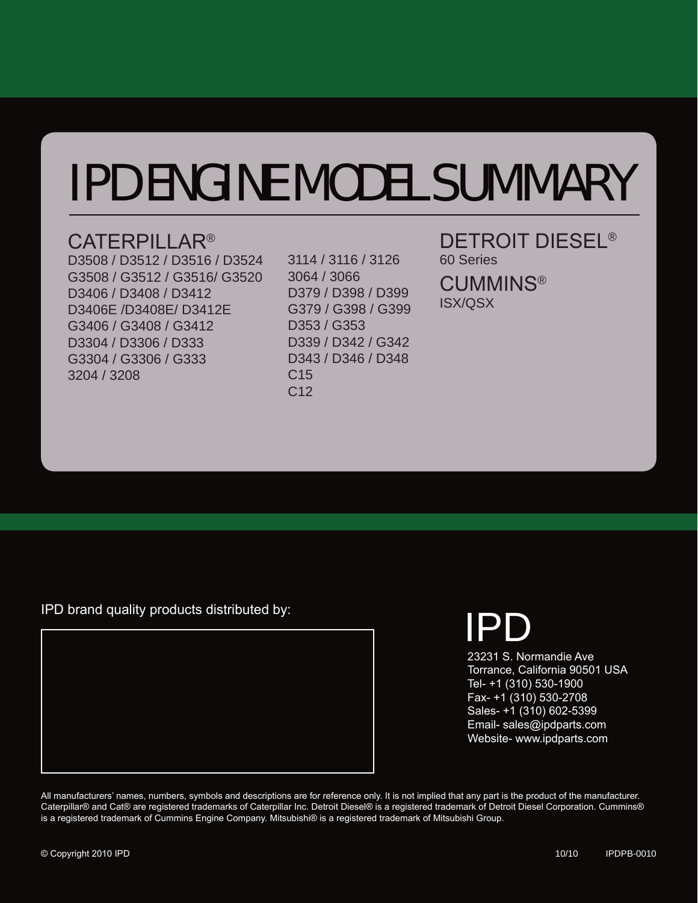# IPD ENGINE MODEL SUMMARY

## CATERPILLAR®

D3508 / D3512 / D3516 / D3524
G3508 / G3512 / G3516/ G3520
D3406 / D3408 / D3412
D3406E /D3408E/ D3412E
G3406 / G3408 / G3412
D3304 / D3306 / D333
G3304 / G3306 / G333
3204 / 3208

3114 / 3116 / 3126
3064 / 3066
D379 / D398 / D399
G379 / G398 / G399
D353 / G353
D339 / D342 / G342
D343 / D346 / D348
C15
C12

## DETROIT DIESEL®

60 Series

## CUMMINS®

ISX/QSX

IPD brand quality products distributed by:

## IPD

23231 S. Normandie Ave
Torrance, California 90501 USA
Tel- +1 (310) 530-1900
Fax- +1 (310) 530-2708
Sales- +1 (310) 602-5399
Email- sales@ipdparts.com
Website- www.ipdparts.com

All manufacturers' names, numbers, symbols and descriptions are for reference only. It is not implied that any part is the product of the manufacturer. Caterpillar® and Cat® are registered trademarks of Caterpillar Inc. Detroit Diesel® is a registered trademark of Detroit Diesel Corporation. Cummins® is a registered trademark of Cummins Engine Company. Mitsubishi® is a registered trademark of Mitsubishi Group.

© Copyright 2010 IPD 10/10 IPDPB-0010